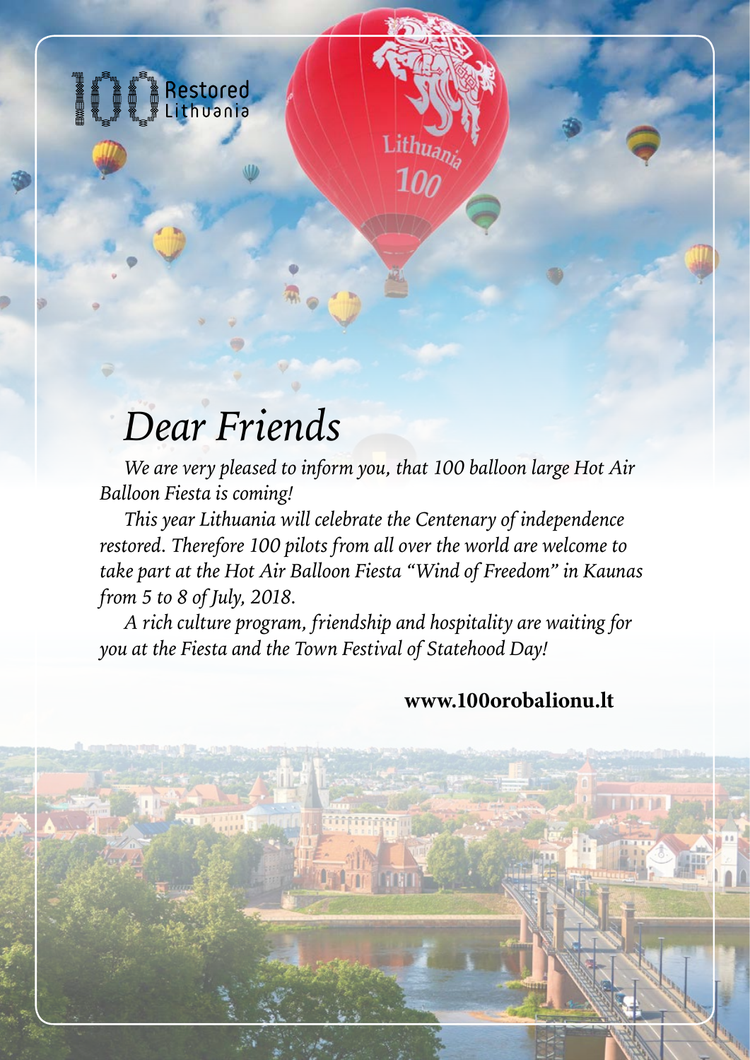100 Restored Lithuania

# *Dear Friends*

*We are very pleased to inform you, that 100 balloon large Hot Air Balloon Fiesta is coming!*

*This year Lithuania will celebrate the Centenary of independence restored. Therefore 100 pilots from all over the world are welcome to take part at the Hot Air Balloon Fiesta "Wind of Freedom" in Kaunas from 5 to 8 of July, 2018.*

*A rich culture program, friendship and hospitality are waiting for you at the Fiesta and the Town Festival of Statehood Day!*

**www.100orobalionu.lt**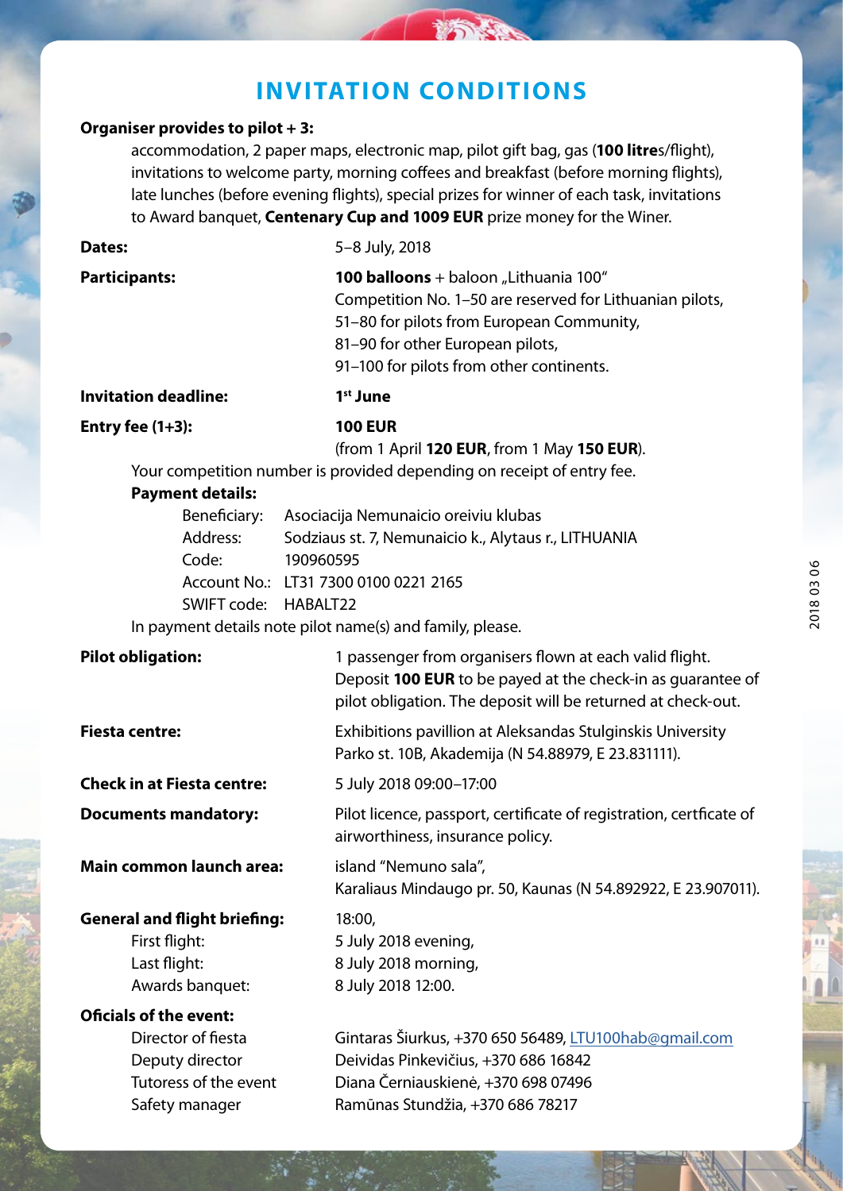# INVITATION CONDITIONS

**Organiser provides to pilot + 3:**

accommodation, 2 paper maps, electronic map, pilot gift bag, gas (**100 litre**s/flight), invitations to welcome party, morning coffees and breakfast (before morning flights), late lunches (before evening flights), special prizes for winner of each task, invitations to Award banquet, **Centenary Cup and 1009 EUR** prize money for the Winer.

**Dates:** 5–8 July, 2018

**Participants:** **100 balloons** + baloon „Lithuania 100"
Competition No. 1–50 are reserved for Lithuanian pilots,
51–80 for pilots from European Community,
81–90 for other European pilots,
91–100 for pilots from other continents.

**Invitation deadline:** **1st June**

**Entry fee (1+3):** **100 EUR**
(from 1 April **120 EUR**, from 1 May **150 EUR**).

Your competition number is provided depending on receipt of entry fee.

**Payment details:**

- Beneficiary: Asociacija Nemunaicio oreiviu klubas
- Address: Sodziaus st. 7, Nemunaicio k., Alytaus r., LITHUANIA
- Code: 190960595
- Account No.: LT31 7300 0100 0221 2165
- SWIFT code: HABALT22

In payment details note pilot name(s) and family, please.

**Pilot obligation:** 1 passenger from organisers flown at each valid flight.
Deposit **100 EUR** to be payed at the check-in as guarantee of pilot obligation. The deposit will be returned at check-out.

**Fiesta centre:** Exhibitions pavillion at Aleksandas Stulginskis University
Parko st. 10B, Akademija (N 54.88979, E 23.831111).

**Check in at Fiesta centre:** 5 July 2018 09:00–17:00

**Documents mandatory:** Pilot licence, passport, certificate of registration, certficate of airworthiness, insurance policy.

**Main common launch area:** island "Nemuno sala",
Karaliaus Mindaugo pr. 50, Kaunas (N 54.892922, E 23.907011).

**General and flight briefing:** 18:00,
- First flight: 5 July 2018 evening,
- Last flight: 8 July 2018 morning,
- Awards banquet: 8 July 2018 12:00.

**Oficials of the event:**

- Director of fiesta: Gintaras Šiurkus, +370 650 56489, LTU100hab@gmail.com
- Deputy director: Deividas Pinkevičius, +370 686 16842
- Tutoress of the event: Diana Černiauskienė, +370 698 07496
- Safety manager: Ramūnas Stundžia, +370 686 78217

2018 03 06